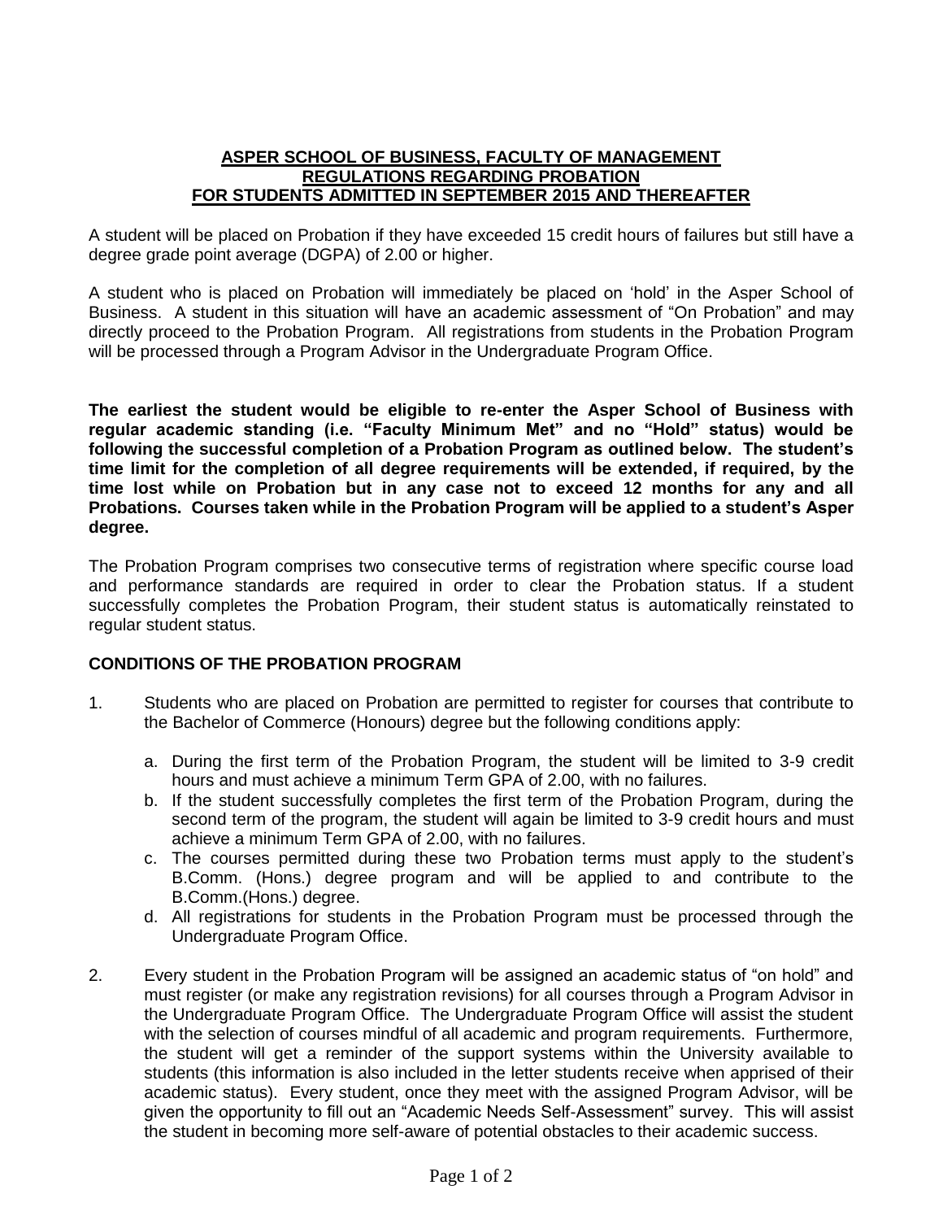# ASPER SCHOOL OF BUSINESS, FACULTY OF MANAGEMENT
# REGULATIONS REGARDING PROBATION
# FOR STUDENTS ADMITTED IN SEPTEMBER 2015 AND THEREAFTER

A student will be placed on Probation if they have exceeded 15 credit hours of failures but still have a degree grade point average (DGPA) of 2.00 or higher.

A student who is placed on Probation will immediately be placed on 'hold' in the Asper School of Business. A student in this situation will have an academic assessment of "On Probation" and may directly proceed to the Probation Program. All registrations from students in the Probation Program will be processed through a Program Advisor in the Undergraduate Program Office.

**The earliest the student would be eligible to re-enter the Asper School of Business with regular academic standing (i.e. "Faculty Minimum Met" and no "Hold" status) would be following the successful completion of a Probation Program as outlined below. The student's time limit for the completion of all degree requirements will be extended, if required, by the time lost while on Probation but in any case not to exceed 12 months for any and all Probations. Courses taken while in the Probation Program will be applied to a student's Asper degree.**

The Probation Program comprises two consecutive terms of registration where specific course load and performance standards are required in order to clear the Probation status. If a student successfully completes the Probation Program, their student status is automatically reinstated to regular student status.

## CONDITIONS OF THE PROBATION PROGRAM

1. Students who are placed on Probation are permitted to register for courses that contribute to the Bachelor of Commerce (Honours) degree but the following conditions apply:

   a. During the first term of the Probation Program, the student will be limited to 3-9 credit hours and must achieve a minimum Term GPA of 2.00, with no failures.
   b. If the student successfully completes the first term of the Probation Program, during the second term of the program, the student will again be limited to 3-9 credit hours and must achieve a minimum Term GPA of 2.00, with no failures.
   c. The courses permitted during these two Probation terms must apply to the student's B.Comm. (Hons.) degree program and will be applied to and contribute to the B.Comm.(Hons.) degree.
   d. All registrations for students in the Probation Program must be processed through the Undergraduate Program Office.

2. Every student in the Probation Program will be assigned an academic status of "on hold" and must register (or make any registration revisions) for all courses through a Program Advisor in the Undergraduate Program Office. The Undergraduate Program Office will assist the student with the selection of courses mindful of all academic and program requirements. Furthermore, the student will get a reminder of the support systems within the University available to students (this information is also included in the letter students receive when apprised of their academic status). Every student, once they meet with the assigned Program Advisor, will be given the opportunity to fill out an "Academic Needs Self-Assessment" survey. This will assist the student in becoming more self-aware of potential obstacles to their academic success.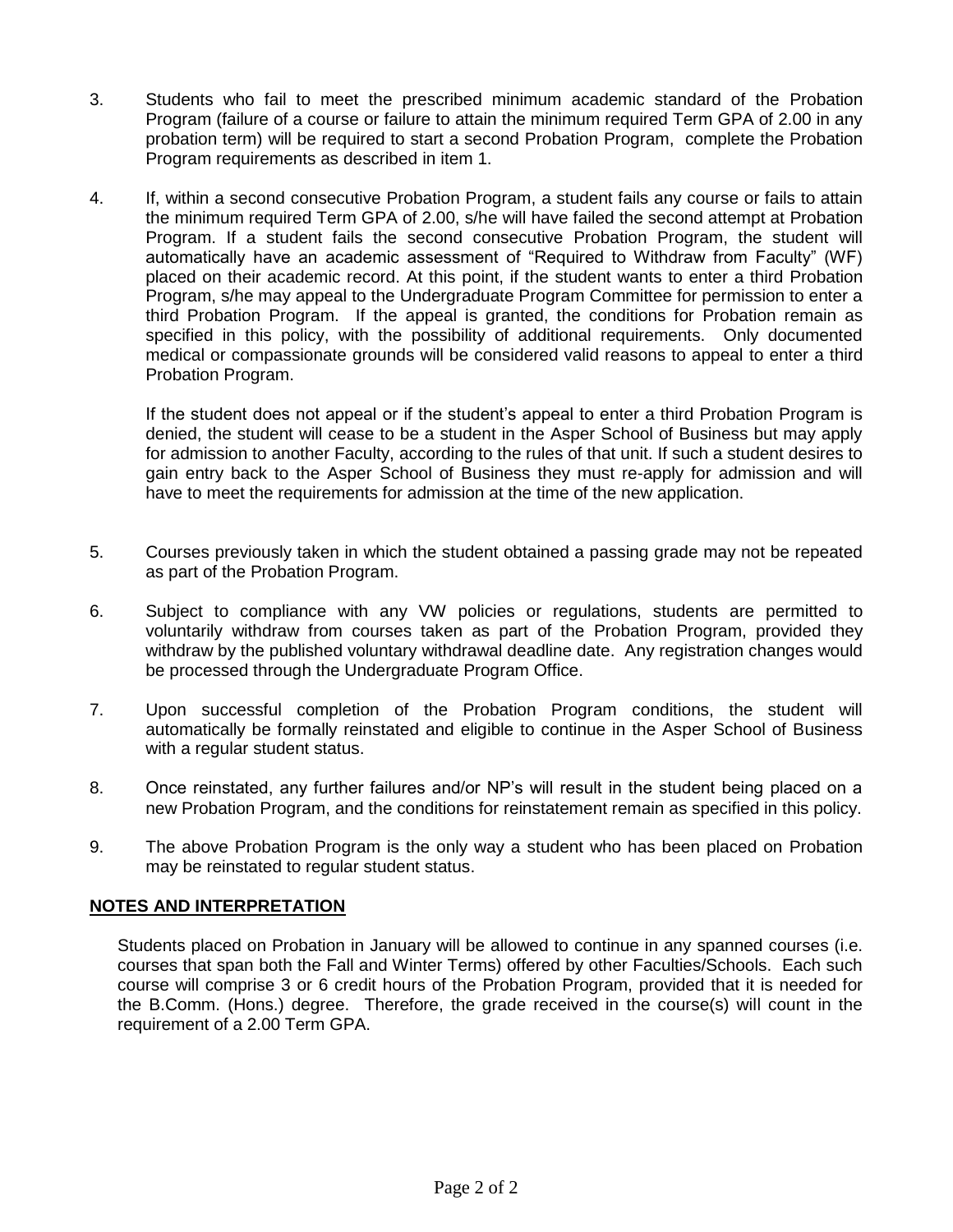3. Students who fail to meet the prescribed minimum academic standard of the Probation Program (failure of a course or failure to attain the minimum required Term GPA of 2.00 in any probation term) will be required to start a second Probation Program, complete the Probation Program requirements as described in item 1.

4. If, within a second consecutive Probation Program, a student fails any course or fails to attain the minimum required Term GPA of 2.00, s/he will have failed the second attempt at Probation Program. If a student fails the second consecutive Probation Program, the student will automatically have an academic assessment of "Required to Withdraw from Faculty" (WF) placed on their academic record. At this point, if the student wants to enter a third Probation Program, s/he may appeal to the Undergraduate Program Committee for permission to enter a third Probation Program. If the appeal is granted, the conditions for Probation remain as specified in this policy, with the possibility of additional requirements. Only documented medical or compassionate grounds will be considered valid reasons to appeal to enter a third Probation Program.

   If the student does not appeal or if the student's appeal to enter a third Probation Program is denied, the student will cease to be a student in the Asper School of Business but may apply for admission to another Faculty, according to the rules of that unit. If such a student desires to gain entry back to the Asper School of Business they must re-apply for admission and will have to meet the requirements for admission at the time of the new application.

5. Courses previously taken in which the student obtained a passing grade may not be repeated as part of the Probation Program.

6. Subject to compliance with any VW policies or regulations, students are permitted to voluntarily withdraw from courses taken as part of the Probation Program, provided they withdraw by the published voluntary withdrawal deadline date. Any registration changes would be processed through the Undergraduate Program Office.

7. Upon successful completion of the Probation Program conditions, the student will automatically be formally reinstated and eligible to continue in the Asper School of Business with a regular student status.

8. Once reinstated, any further failures and/or NP's will result in the student being placed on a new Probation Program, and the conditions for reinstatement remain as specified in this policy.

9. The above Probation Program is the only way a student who has been placed on Probation may be reinstated to regular student status.

## NOTES AND INTERPRETATION

Students placed on Probation in January will be allowed to continue in any spanned courses (i.e. courses that span both the Fall and Winter Terms) offered by other Faculties/Schools. Each such course will comprise 3 or 6 credit hours of the Probation Program, provided that it is needed for the B.Comm. (Hons.) degree. Therefore, the grade received in the course(s) will count in the requirement of a 2.00 Term GPA.